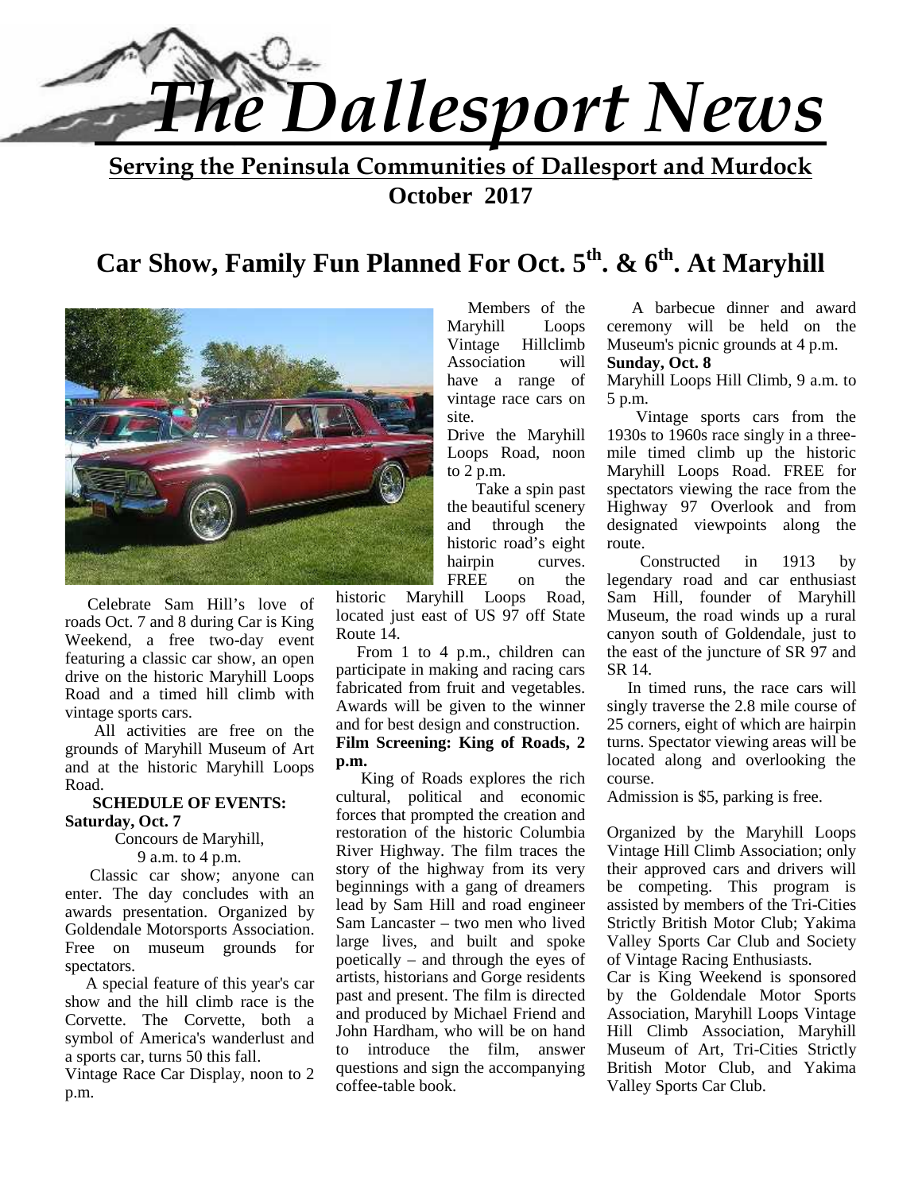# The Dallesport News

**Serving the Peninsula Communities of Dallesport and Murdock**

**October 2017**

## Car Show, Family Fun Planned For Oct. 5th. & 6th. At Maryhill

Celebrate Sam Hill's love of roads Oct. 7 and 8 during Car is King Weekend, a free two-day event featuring a classic car show, an open drive on the historic Maryhill Loops Road and a timed hill climb with vintage sports cars.

All activities are free on the grounds of Maryhill Museum of Art and at the historic Maryhill Loops Road.

**SCHEDULE OF EVENTS:**

**Saturday, Oct. 7**

Concours de Maryhill,
9 a.m. to 4 p.m.

Classic car show; anyone can enter. The day concludes with an awards presentation. Organized by Goldendale Motorsports Association. Free on museum grounds for spectators.

A special feature of this year's car show and the hill climb race is the Corvette. The Corvette, both a symbol of America's wanderlust and a sports car, turns 50 this fall.

Vintage Race Car Display, noon to 2 p.m.

Members of the Maryhill Loops Vintage Hillclimb Association will have a range of vintage race cars on site.

Drive the Maryhill Loops Road, noon to 2 p.m.

Take a spin past the beautiful scenery and through the historic road's eight hairpin curves. FREE on the historic Maryhill Loops Road, located just east of US 97 off State Route 14.

From 1 to 4 p.m., children can participate in making and racing cars fabricated from fruit and vegetables. Awards will be given to the winner and for best design and construction.

**Film Screening: King of Roads, 2 p.m.**

King of Roads explores the rich cultural, political and economic forces that prompted the creation and restoration of the historic Columbia River Highway. The film traces the story of the highway from its very beginnings with a gang of dreamers lead by Sam Hill and road engineer Sam Lancaster – two men who lived large lives, and built and spoke poetically – and through the eyes of artists, historians and Gorge residents past and present. The film is directed and produced by Michael Friend and John Hardham, who will be on hand to introduce the film, answer questions and sign the accompanying coffee-table book.

A barbecue dinner and award ceremony will be held on the Museum's picnic grounds at 4 p.m.

**Sunday, Oct. 8**

Maryhill Loops Hill Climb, 9 a.m. to 5 p.m.

Vintage sports cars from the 1930s to 1960s race singly in a three-mile timed climb up the historic Maryhill Loops Road. FREE for spectators viewing the race from the Highway 97 Overlook and from designated viewpoints along the route.

Constructed in 1913 by legendary road and car enthusiast Sam Hill, founder of Maryhill Museum, the road winds up a rural canyon south of Goldendale, just to the east of the juncture of SR 97 and SR 14.

In timed runs, the race cars will singly traverse the 2.8 mile course of 25 corners, eight of which are hairpin turns. Spectator viewing areas will be located along and overlooking the course.

Admission is $5, parking is free.

Organized by the Maryhill Loops Vintage Hill Climb Association; only their approved cars and drivers will be competing. This program is assisted by members of the Tri-Cities Strictly British Motor Club; Yakima Valley Sports Car Club and Society of Vintage Racing Enthusiasts.

Car is King Weekend is sponsored by the Goldendale Motor Sports Association, Maryhill Loops Vintage Hill Climb Association, Maryhill Museum of Art, Tri-Cities Strictly British Motor Club, and Yakima Valley Sports Car Club.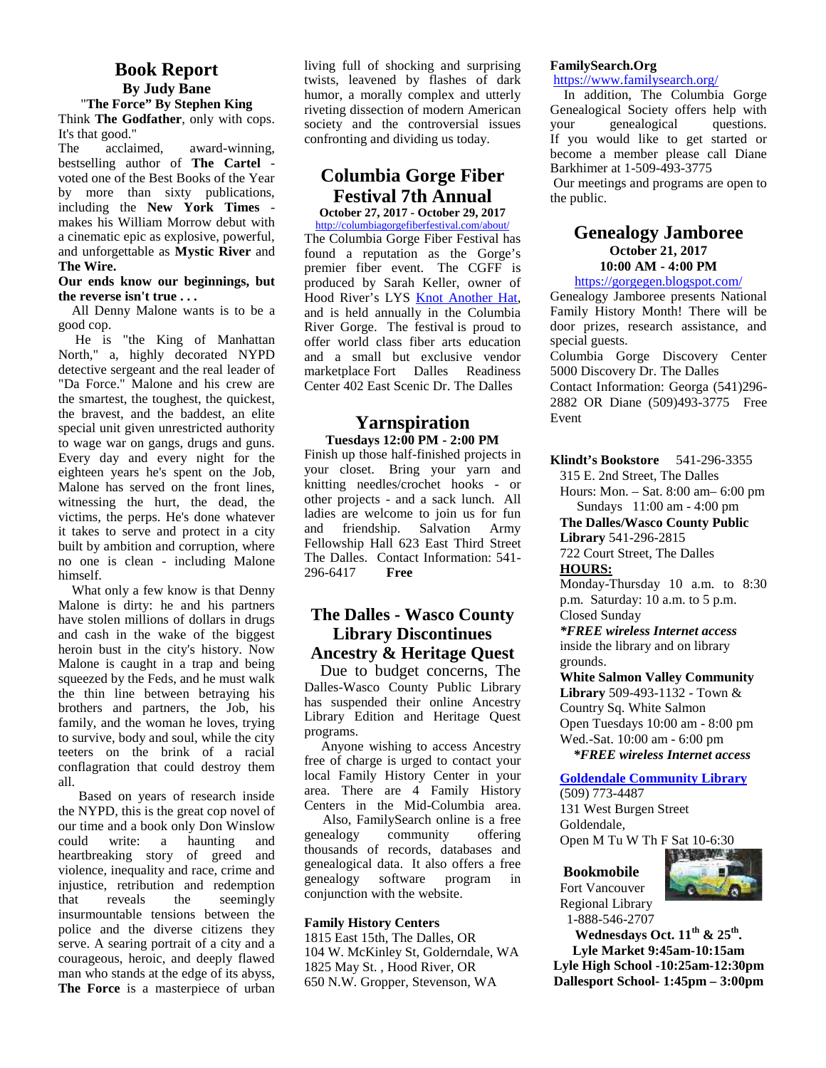## Book Report

### By Judy Bane

"**The Force" By Stephen King**

Think **The Godfather**, only with cops. It's that good."

The acclaimed, award-winning, bestselling author of **The Cartel** - voted one of the Best Books of the Year by more than sixty publications, including the **New York Times** - makes his William Morrow debut with a cinematic epic as explosive, powerful, and unforgettable as **Mystic River** and **The Wire.**

**Our ends know our beginnings, but the reverse isn't true . . .**

All Denny Malone wants is to be a good cop.

He is "the King of Manhattan North," a, highly decorated NYPD detective sergeant and the real leader of "Da Force." Malone and his crew are the smartest, the toughest, the quickest, the bravest, and the baddest, an elite special unit given unrestricted authority to wage war on gangs, drugs and guns. Every day and every night for the eighteen years he's spent on the Job, Malone has served on the front lines, witnessing the hurt, the dead, the victims, the perps. He's done whatever it takes to serve and protect in a city built by ambition and corruption, where no one is clean - including Malone himself.

What only a few know is that Denny Malone is dirty: he and his partners have stolen millions of dollars in drugs and cash in the wake of the biggest heroin bust in the city's history. Now Malone is caught in a trap and being squeezed by the Feds, and he must walk the thin line between betraying his brothers and partners, the Job, his family, and the woman he loves, trying to survive, body and soul, while the city teeters on the brink of a racial conflagration that could destroy them all.

Based on years of research inside the NYPD, this is the great cop novel of our time and a book only Don Winslow could write: a haunting and heartbreaking story of greed and violence, inequality and race, crime and injustice, retribution and redemption that reveals the seemingly insurmountable tensions between the police and the diverse citizens they serve. A searing portrait of a city and a courageous, heroic, and deeply flawed man who stands at the edge of its abyss, **The Force** is a masterpiece of urban living full of shocking and surprising twists, leavened by flashes of dark humor, a morally complex and utterly riveting dissection of modern American society and the controversial issues confronting and dividing us today.

## Columbia Gorge Fiber Festival 7th Annual

**October 27, 2017 - October 29, 2017**

http://columbiagorgefiberfestival.com/about/

The Columbia Gorge Fiber Festival has found a reputation as the Gorge's premier fiber event. The CGFF is produced by Sarah Keller, owner of Hood River's LYS Knot Another Hat, and is held annually in the Columbia River Gorge. The festival is proud to offer world class fiber arts education and a small but exclusive vendor marketplace Fort Dalles Readiness Center 402 East Scenic Dr. The Dalles

## Yarnspiration

**Tuesdays 12:00 PM - 2:00 PM**

Finish up those half-finished projects in your closet. Bring your yarn and knitting needles/crochet hooks - or other projects - and a sack lunch. All ladies are welcome to join us for fun and friendship. Salvation Army Fellowship Hall 623 East Third Street The Dalles. Contact Information: 541-296-6417 **Free**

## The Dalles - Wasco County Library Discontinues Ancestry & Heritage Quest

Due to budget concerns, The Dalles-Wasco County Public Library has suspended their online Ancestry Library Edition and Heritage Quest programs.

Anyone wishing to access Ancestry free of charge is urged to contact your local Family History Center in your area. There are 4 Family History Centers in the Mid-Columbia area.

Also, FamilySearch online is a free genealogy community offering thousands of records, databases and genealogical data. It also offers a free genealogy software program in conjunction with the website.

**Family History Centers**

1815 East 15th, The Dalles, OR
104 W. McKinley St, Golderndale, WA
1825 May St. , Hood River, OR
650 N.W. Gropper, Stevenson, WA

**FamilySearch.Org**

https://www.familysearch.org/

In addition, The Columbia Gorge Genealogical Society offers help with your genealogical questions. If you would like to get started or become a member please call Diane Barkhimer at 1-509-493-3775

Our meetings and programs are open to the public.

## Genealogy Jamboree

**October 21, 2017**

**10:00 AM - 4:00 PM**

https://gorgegen.blogspot.com/

Genealogy Jamboree presents National Family History Month! There will be door prizes, research assistance, and special guests.

Columbia Gorge Discovery Center 5000 Discovery Dr. The Dalles

Contact Information: Georga (541)296-2882 OR Diane (509)493-3775 Free Event

**Klindt's Bookstore** 541-296-3355
315 E. 2nd Street, The Dalles
Hours: Mon. – Sat. 8:00 am– 6:00 pm
Sundays 11:00 am - 4:00 pm

**The Dalles/Wasco County Public Library** 541-296-2815
722 Court Street, The Dalles

**HOURS:**

Monday-Thursday 10 a.m. to 8:30 p.m. Saturday: 10 a.m. to 5 p.m.
Closed Sunday

***FREE wireless Internet access** inside the library and on library grounds.

**White Salmon Valley Community Library** 509-493-1132 - Town & Country Sq. White Salmon
Open Tuesdays 10:00 am - 8:00 pm
Wed.-Sat. 10:00 am - 6:00 pm

***FREE wireless Internet access***

**Goldendale Community Library**
(509) 773-4487
131 West Burgen Street
Goldendale,
Open M Tu W Th F Sat 10-6:30

**Bookmobile**

Fort Vancouver Regional Library
1-888-546-2707

**Wednesdays Oct. 11th & 25th.**
**Lyle Market 9:45am-10:15am**
**Lyle High School -10:25am-12:30pm**
**Dallesport School- 1:45pm – 3:00pm**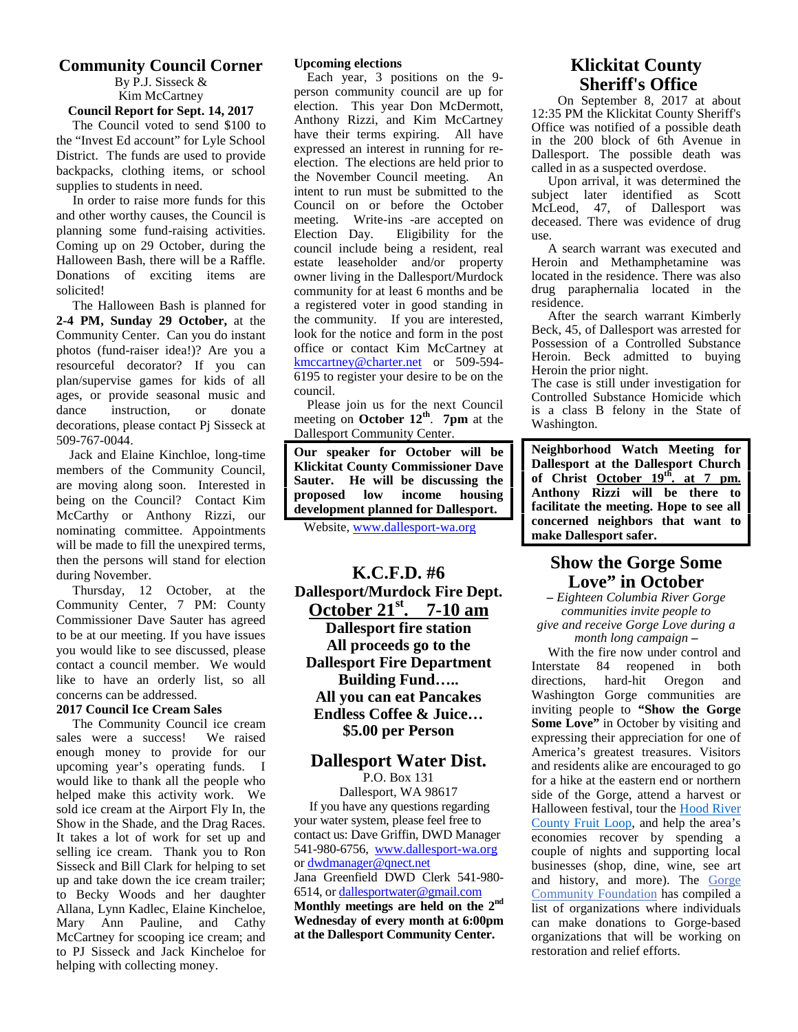## Community Council Corner

By P.J. Sisseck &
Kim McCartney

### Council Report for Sept. 14, 2017

The Council voted to send $100 to the "Invest Ed account" for Lyle School District. The funds are used to provide backpacks, clothing items, or school supplies to students in need.

In order to raise more funds for this and other worthy causes, the Council is planning some fund-raising activities. Coming up on 29 October, during the Halloween Bash, there will be a Raffle. Donations of exciting items are solicited!

The Halloween Bash is planned for **2-4 PM, Sunday 29 October,** at the Community Center. Can you do instant photos (fund-raiser idea!)? Are you a resourceful decorator? If you can plan/supervise games for kids of all ages, or provide seasonal music and dance instruction, or donate decorations, please contact Pj Sisseck at 509-767-0044.

Jack and Elaine Kinchloe, long-time members of the Community Council, are moving along soon. Interested in being on the Council? Contact Kim McCarthy or Anthony Rizzi, our nominating committee. Appointments will be made to fill the unexpired terms, then the persons will stand for election during November.

Thursday, 12 October, at the Community Center, 7 PM: County Commissioner Dave Sauter has agreed to be at our meeting. If you have issues you would like to see discussed, please contact a council member. We would like to have an orderly list, so all concerns can be addressed.

### 2017 Council Ice Cream Sales

The Community Council ice cream sales were a success! We raised enough money to provide for our upcoming year's operating funds. I would like to thank all the people who helped make this activity work. We sold ice cream at the Airport Fly In, the Show in the Shade, and the Drag Races. It takes a lot of work for set up and selling ice cream. Thank you to Ron Sisseck and Bill Clark for helping to set up and take down the ice cream trailer; to Becky Woods and her daughter Allana, Lynn Kadlec, Elaine Kincheloe, Mary Ann Pauline, and Cathy McCartney for scooping ice cream; and to PJ Sisseck and Jack Kincheloe for helping with collecting money.

### Upcoming elections

Each year, 3 positions on the 9-person community council are up for election. This year Don McDermott, Anthony Rizzi, and Kim McCartney have their terms expiring. All have expressed an interest in running for re-election. The elections are held prior to the November Council meeting. An intent to run must be submitted to the Council on or before the October meeting. Write-ins -are accepted on Election Day. Eligibility for the council include being a resident, real estate leaseholder and/or property owner living in the Dallesport/Murdock community for at least 6 months and be a registered voter in good standing in the community. If you are interested, look for the notice and form in the post office or contact Kim McCartney at kmccartney@charter.net or 509-594-6195 to register your desire to be on the council.

Please join us for the next Council meeting on **October 12th**. **7pm** at the Dallesport Community Center.

**Our speaker for October will be Klickitat County Commissioner Dave Sauter. He will be discussing the proposed low income housing development planned for Dallesport.**

Website, www.dallesport-wa.org

## K.C.F.D. #6

**Dallesport/Murdock Fire Dept.**

**October 21st. 7-10 am**

**Dallesport fire station**
**All proceeds go to the Dallesport Fire Department Building Fund…..**
**All you can eat Pancakes**
**Endless Coffee & Juice…**
**$5.00 per Person**

## Dallesport Water Dist.

P.O. Box 131
Dallesport, WA 98617

If you have any questions regarding your water system, please feel free to contact us: Dave Griffin, DWD Manager 541-980-6756, www.dallesport-wa.org or dwdmanager@qnect.net
Jana Greenfield DWD Clerk 541-980-6514, or dallesportwater@gmail.com

**Monthly meetings are held on the 2nd Wednesday of every month at 6:00pm at the Dallesport Community Center.**

## Klickitat County Sheriff's Office

On September 8, 2017 at about 12:35 PM the Klickitat County Sheriff's Office was notified of a possible death in the 200 block of 6th Avenue in Dallesport. The possible death was called in as a suspected overdose.

Upon arrival, it was determined the subject later identified as Scott McLeod, 47, of Dallesport was deceased. There was evidence of drug use.

A search warrant was executed and Heroin and Methamphetamine was located in the residence. There was also drug paraphernalia located in the residence.

After the search warrant Kimberly Beck, 45, of Dallesport was arrested for Possession of a Controlled Substance Heroin. Beck admitted to buying Heroin the prior night.

The case is still under investigation for Controlled Substance Homicide which is a class B felony in the State of Washington.

**Neighborhood Watch Meeting for Dallesport at the Dallesport Church of Christ October 19th. at 7 pm. Anthony Rizzi will be there to facilitate the meeting. Hope to see all concerned neighbors that want to make Dallesport safer.**

## Show the Gorge Some Love" in October

*– Eighteen Columbia River Gorge communities invite people to give and receive Gorge Love during a month long campaign –*

With the fire now under control and Interstate 84 reopened in both directions, hard-hit Oregon and Washington Gorge communities are inviting people to **"Show the Gorge Some Love"** in October by visiting and expressing their appreciation for one of America's greatest treasures. Visitors and residents alike are encouraged to go for a hike at the eastern end or northern side of the Gorge, attend a harvest or Halloween festival, tour the Hood River County Fruit Loop, and help the area's economies recover by spending a couple of nights and supporting local businesses (shop, dine, wine, see art and history, and more). The Gorge Community Foundation has compiled a list of organizations where individuals can make donations to Gorge-based organizations that will be working on restoration and relief efforts.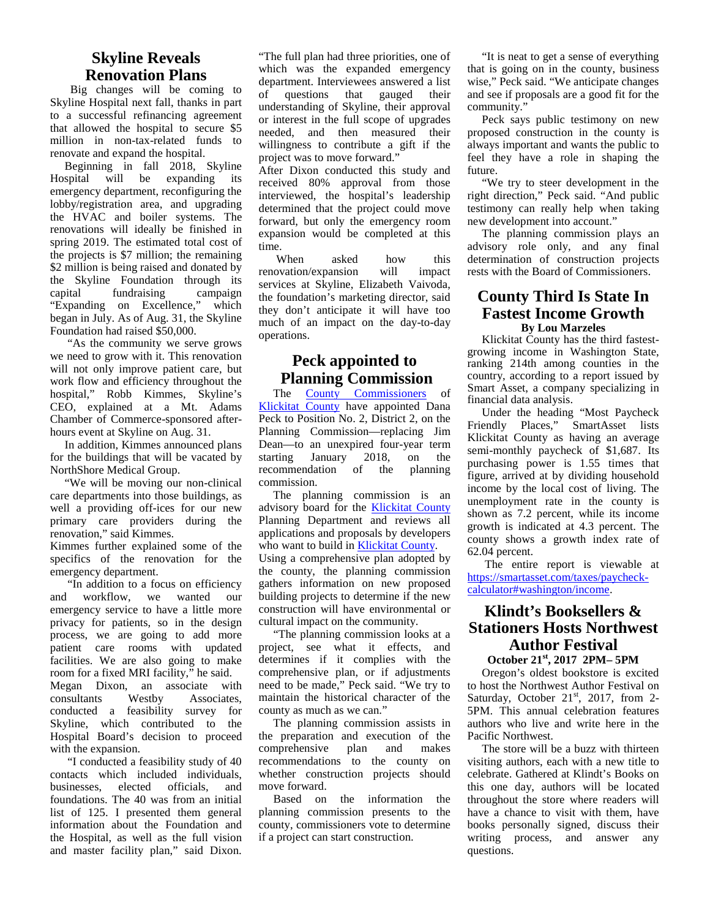## Skyline Reveals Renovation Plans

Big changes will be coming to Skyline Hospital next fall, thanks in part to a successful refinancing agreement that allowed the hospital to secure $5 million in non-tax-related funds to renovate and expand the hospital.

Beginning in fall 2018, Skyline Hospital will be expanding its emergency department, reconfiguring the lobby/registration area, and upgrading the HVAC and boiler systems. The renovations will ideally be finished in spring 2019. The estimated total cost of the projects is $7 million; the remaining $2 million is being raised and donated by the Skyline Foundation through its capital fundraising campaign "Expanding on Excellence," which began in July. As of Aug. 31, the Skyline Foundation had raised $50,000.

"As the community we serve grows we need to grow with it. This renovation will not only improve patient care, but work flow and efficiency throughout the hospital," Robb Kimmes, Skyline's CEO, explained at a Mt. Adams Chamber of Commerce-sponsored after-hours event at Skyline on Aug. 31.

In addition, Kimmes announced plans for the buildings that will be vacated by NorthShore Medical Group.

"We will be moving our non-clinical care departments into those buildings, as well a providing off-ices for our new primary care providers during the renovation," said Kimmes.

Kimmes further explained some of the specifics of the renovation for the emergency department.

"In addition to a focus on efficiency and workflow, we wanted our emergency service to have a little more privacy for patients, so in the design process, we are going to add more patient care rooms with updated facilities. We are also going to make room for a fixed MRI facility," he said.

Megan Dixon, an associate with consultants Westby Associates, conducted a feasibility survey for Skyline, which contributed to the Hospital Board's decision to proceed with the expansion.

"I conducted a feasibility study of 40 contacts which included individuals, businesses, elected officials, and foundations. The 40 was from an initial list of 125. I presented them general information about the Foundation and the Hospital, as well as the full vision and master facility plan," said Dixon. "The full plan had three priorities, one of which was the expanded emergency department. Interviewees answered a list of questions that gauged their understanding of Skyline, their approval or interest in the full scope of upgrades needed, and then measured their willingness to contribute a gift if the project was to move forward."

After Dixon conducted this study and received 80% approval from those interviewed, the hospital's leadership determined that the project could move forward, but only the emergency room expansion would be completed at this time.

When asked how this renovation/expansion will impact services at Skyline, Elizabeth Vaivoda, the foundation's marketing director, said they don't anticipate it will have too much of an impact on the day-to-day operations.

## Peck appointed to Planning Commission

The County Commissioners of Klickitat County have appointed Dana Peck to Position No. 2, District 2, on the Planning Commission—replacing Jim Dean—to an unexpired four-year term starting January 2018, on the recommendation of the planning commission.

The planning commission is an advisory board for the Klickitat County Planning Department and reviews all applications and proposals by developers who want to build in Klickitat County.

Using a comprehensive plan adopted by the county, the planning commission gathers information on new proposed building projects to determine if the new construction will have environmental or cultural impact on the community.

"The planning commission looks at a project, see what it effects, and determines if it complies with the comprehensive plan, or if adjustments need to be made," Peck said. "We try to maintain the historical character of the county as much as we can."

The planning commission assists in the preparation and execution of the comprehensive plan and makes recommendations to the county on whether construction projects should move forward.

Based on the information the planning commission presents to the county, commissioners vote to determine if a project can start construction.

"It is neat to get a sense of everything that is going on in the county, business wise," Peck said. "We anticipate changes and see if proposals are a good fit for the community."

Peck says public testimony on new proposed construction in the county is always important and wants the public to feel they have a role in shaping the future.

"We try to steer development in the right direction," Peck said. "And public testimony can really help when taking new development into account."

The planning commission plays an advisory role only, and any final determination of construction projects rests with the Board of Commissioners.

## County Third Is State In Fastest Income Growth

**By Lou Marzeles**

Klickitat County has the third fastest-growing income in Washington State, ranking 214th among counties in the country, according to a report issued by Smart Asset, a company specializing in financial data analysis.

Under the heading "Most Paycheck Friendly Places," SmartAsset lists Klickitat County as having an average semi-monthly paycheck of $1,687. Its purchasing power is 1.55 times that figure, arrived at by dividing household income by the local cost of living. The unemployment rate in the county is shown as 7.2 percent, while its income growth is indicated at 4.3 percent. The county shows a growth index rate of 62.04 percent.

The entire report is viewable at https://smartasset.com/taxes/paycheck-calculator#washington/income.

## Klindt's Booksellers & Stationers Hosts Northwest Author Festival

**October 21st, 2017 2PM– 5PM**

Oregon's oldest bookstore is excited to host the Northwest Author Festival on Saturday, October 21st, 2017, from 2-5PM. This annual celebration features authors who live and write here in the Pacific Northwest.

The store will be a buzz with thirteen visiting authors, each with a new title to celebrate. Gathered at Klindt's Books on this one day, authors will be located throughout the store where readers will have a chance to visit with them, have books personally signed, discuss their writing process, and answer any questions.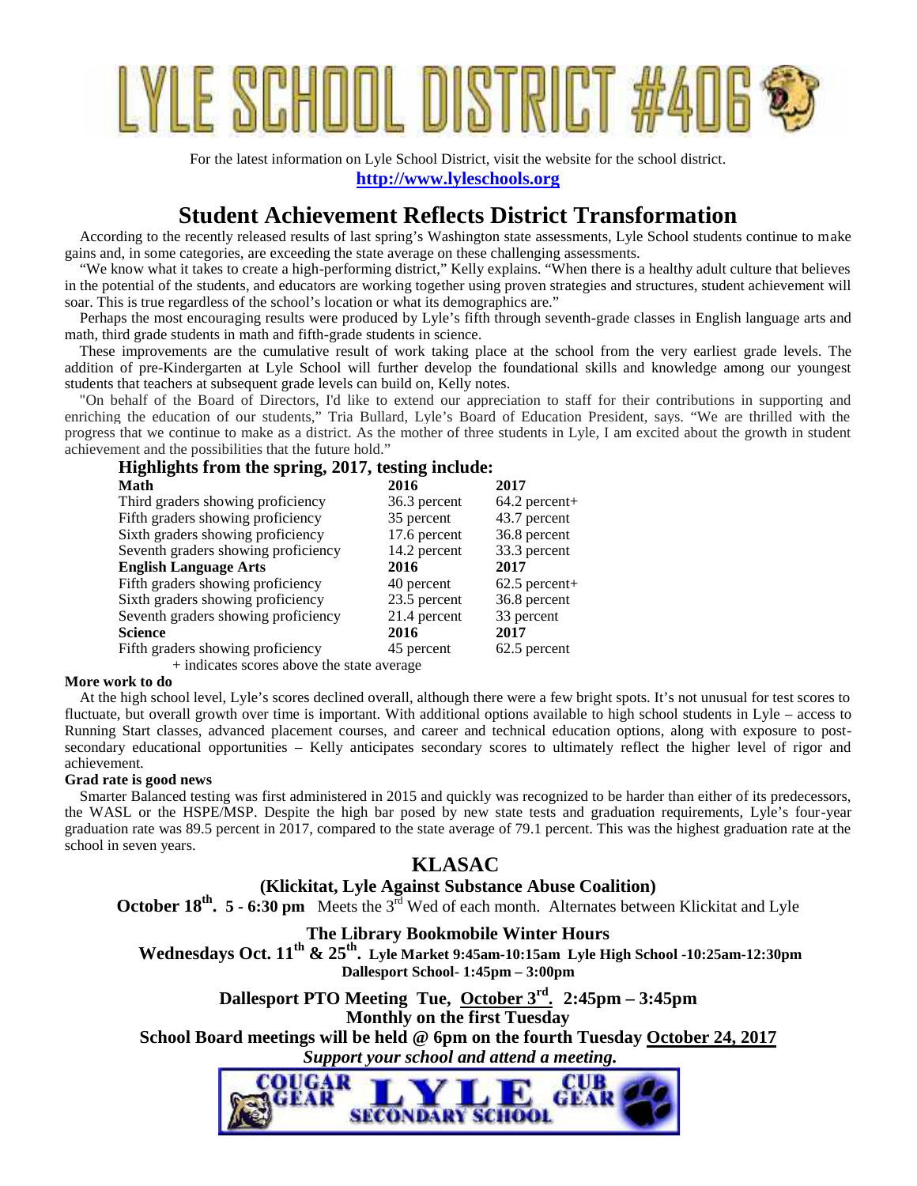# LYLE SCHOOL DISTRICT #406

For the latest information on Lyle School District, visit the website for the school district.

**http://www.lyleschools.org**

## Student Achievement Reflects District Transformation

According to the recently released results of last spring's Washington state assessments, Lyle School students continue to make gains and, in some categories, are exceeding the state average on these challenging assessments.

"We know what it takes to create a high-performing district," Kelly explains. "When there is a healthy adult culture that believes in the potential of the students, and educators are working together using proven strategies and structures, student achievement will soar. This is true regardless of the school's location or what its demographics are."

Perhaps the most encouraging results were produced by Lyle's fifth through seventh-grade classes in English language arts and math, third grade students in math and fifth-grade students in science.

These improvements are the cumulative result of work taking place at the school from the very earliest grade levels. The addition of pre-Kindergarten at Lyle School will further develop the foundational skills and knowledge among our youngest students that teachers at subsequent grade levels can build on, Kelly notes.

"On behalf of the Board of Directors, I'd like to extend our appreciation to staff for their contributions in supporting and enriching the education of our students," Tria Bullard, Lyle's Board of Education President, says. "We are thrilled with the progress that we continue to make as a district. As the mother of three students in Lyle, I am excited about the growth in student achievement and the possibilities that the future hold."

### Highlights from the spring, 2017, testing include:

| **Math** | **2016** | **2017** |
|---|---|---|
| Third graders showing proficiency | 36.3 percent | 64.2 percent+ |
| Fifth graders showing proficiency | 35 percent | 43.7 percent |
| Sixth graders showing proficiency | 17.6 percent | 36.8 percent |
| Seventh graders showing proficiency | 14.2 percent | 33.3 percent |
| **English Language Arts** | **2016** | **2017** |
| Fifth graders showing proficiency | 40 percent | 62.5 percent+ |
| Sixth graders showing proficiency | 23.5 percent | 36.8 percent |
| Seventh graders showing proficiency | 21.4 percent | 33 percent |
| **Science** | **2016** | **2017** |
| Fifth graders showing proficiency | 45 percent | 62.5 percent |

+ indicates scores above the state average

**More work to do**

At the high school level, Lyle's scores declined overall, although there were a few bright spots. It's not unusual for test scores to fluctuate, but overall growth over time is important. With additional options available to high school students in Lyle – access to Running Start classes, advanced placement courses, and career and technical education options, along with exposure to post-secondary educational opportunities – Kelly anticipates secondary scores to ultimately reflect the higher level of rigor and achievement.

**Grad rate is good news**

Smarter Balanced testing was first administered in 2015 and quickly was recognized to be harder than either of its predecessors, the WASL or the HSPE/MSP. Despite the high bar posed by new state tests and graduation requirements, Lyle's four-year graduation rate was 89.5 percent in 2017, compared to the state average of 79.1 percent. This was the highest graduation rate at the school in seven years.

## KLASAC

### (Klickitat, Lyle Against Substance Abuse Coalition)

**October 18th. 5 - 6:30 pm** Meets the 3rd Wed of each month. Alternates between Klickitat and Lyle

**The Library Bookmobile Winter Hours**

**Wednesdays Oct. 11th & 25th. Lyle Market 9:45am-10:15am Lyle High School -10:25am-12:30pm Dallesport School- 1:45pm – 3:00pm**

**Dallesport PTO Meeting Tue, October 3rd. 2:45pm – 3:45pm**

**Monthly on the first Tuesday**

**School Board meetings will be held @ 6pm on the fourth Tuesday October 24, 2017**

***Support your school and attend a meeting.***

COUGAR GEAR LYLE SECONDARY SCHOOL CUB GEAR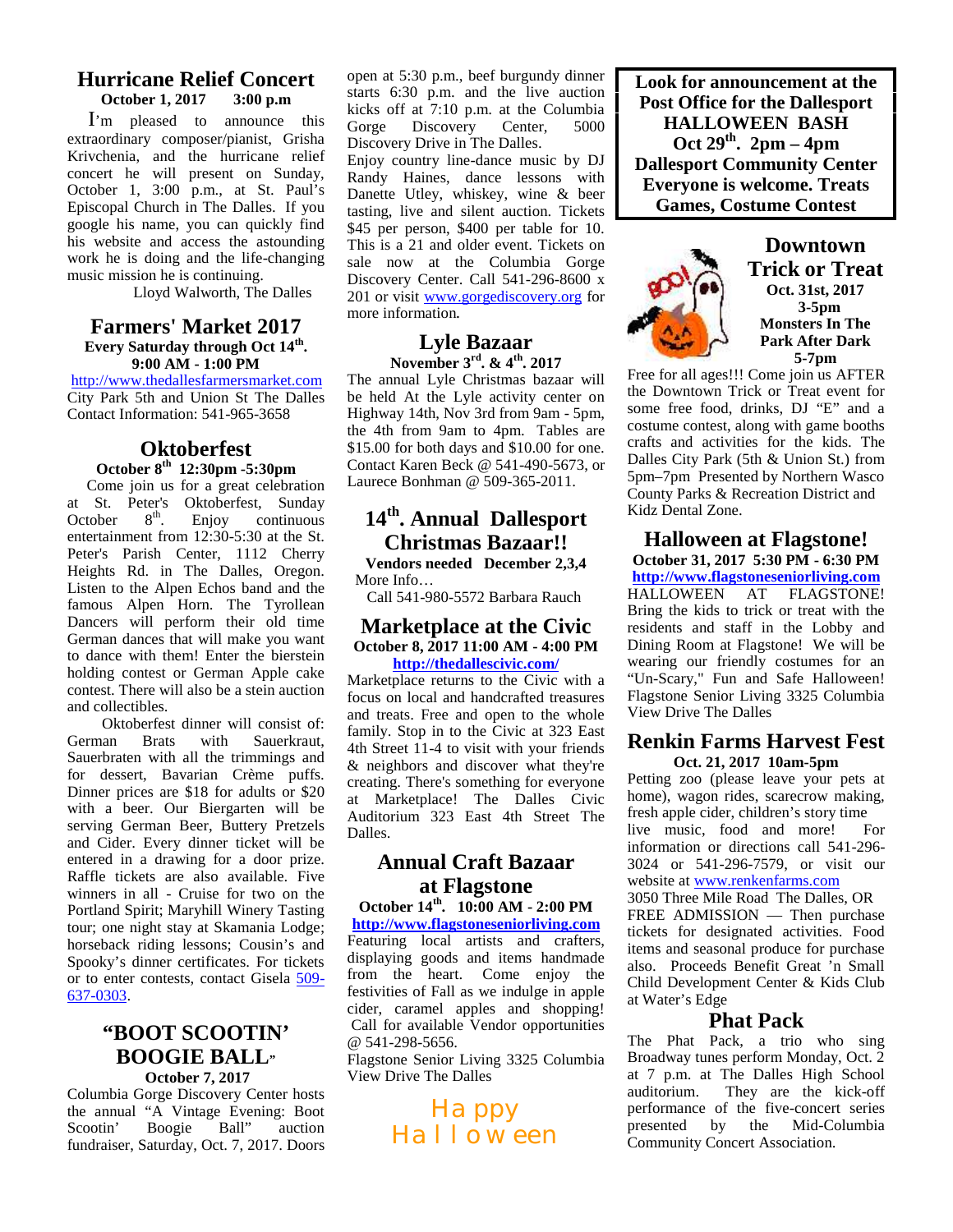## Hurricane Relief Concert

**October 1, 2017 3:00 p.m**

I'm pleased to announce this extraordinary composer/pianist, Grisha Krivchenia, and the hurricane relief concert he will present on Sunday, October 1, 3:00 p.m., at St. Paul's Episcopal Church in The Dalles. If you google his name, you can quickly find his website and access the astounding work he is doing and the life-changing music mission he is continuing.

Lloyd Walworth, The Dalles

## Farmers' Market 2017

**Every Saturday through Oct 14th.**
**9:00 AM - 1:00 PM**

http://www.thedallesfarmersmarket.com
City Park 5th and Union St The Dalles
Contact Information: 541-965-3658

## Oktoberfest

**October 8th 12:30pm -5:30pm**

Come join us for a great celebration at St. Peter's Oktoberfest, Sunday October 8th. Enjoy continuous entertainment from 12:30-5:30 at the St. Peter's Parish Center, 1112 Cherry Heights Rd. in The Dalles, Oregon. Listen to the Alpen Echos band and the famous Alpen Horn. The Tyrollean Dancers will perform their old time German dances that will make you want to dance with them! Enter the bierstein holding contest or German Apple cake contest. There will also be a stein auction and collectibles.

Oktoberfest dinner will consist of: German Brats with Sauerkraut, Sauerbraten with all the trimmings and for dessert, Bavarian Crème puffs. Dinner prices are $18 for adults or $20 with a beer. Our Biergarten will be serving German Beer, Buttery Pretzels and Cider. Every dinner ticket will be entered in a drawing for a door prize. Raffle tickets are also available. Five winners in all - Cruise for two on the Portland Spirit; Maryhill Winery Tasting tour; one night stay at Skamania Lodge; horseback riding lessons; Cousin's and Spooky's dinner certificates. For tickets or to enter contests, contact Gisela 509-637-0303.

## "BOOT SCOOTIN' BOOGIE BALL"

**October 7, 2017**

Columbia Gorge Discovery Center hosts the annual "A Vintage Evening: Boot Scootin' Boogie Ball" auction fundraiser, Saturday, Oct. 7, 2017. Doors open at 5:30 p.m., beef burgundy dinner starts 6:30 p.m. and the live auction kicks off at 7:10 p.m. at the Columbia Gorge Discovery Center, 5000 Discovery Drive in The Dalles.

Enjoy country line-dance music by DJ Randy Haines, dance lessons with Danette Utley, whiskey, wine & beer tasting, live and silent auction. Tickets $45 per person, $400 per table for 10. This is a 21 and older event. Tickets on sale now at the Columbia Gorge Discovery Center. Call 541-296-8600 x 201 or visit www.gorgediscovery.org for more information.

## Lyle Bazaar

**November 3rd. & 4th. 2017**

The annual Lyle Christmas bazaar will be held At the Lyle activity center on Highway 14th, Nov 3rd from 9am - 5pm, the 4th from 9am to 4pm. Tables are $15.00 for both days and $10.00 for one. Contact Karen Beck @ 541-490-5673, or Laurece Bonhman @ 509-365-2011.

## 14th. Annual Dallesport Christmas Bazaar!!

**Vendors needed December 2,3,4**

More Info…
Call 541-980-5572 Barbara Rauch

## Marketplace at the Civic

**October 8, 2017 11:00 AM - 4:00 PM**

**http://thedallescivic.com/**

Marketplace returns to the Civic with a focus on local and handcrafted treasures and treats. Free and open to the whole family. Stop in to the Civic at 323 East 4th Street 11-4 to visit with your friends & neighbors and discover what they're creating. There's something for everyone at Marketplace! The Dalles Civic Auditorium 323 East 4th Street The Dalles.

## Annual Craft Bazaar at Flagstone

**October 14th. 10:00 AM - 2:00 PM**

**http://www.flagstoneseniorliving.com**

Featuring local artists and crafters, displaying goods and items handmade from the heart. Come enjoy the festivities of Fall as we indulge in apple cider, caramel apples and shopping! Call for available Vendor opportunities @ 541-298-5656.

Flagstone Senior Living 3325 Columbia View Drive The Dalles

Happy Halloween

**Look for announcement at the Post Office for the Dallesport HALLOWEEN BASH Oct 29th. 2pm – 4pm Dallesport Community Center Everyone is welcome. Treats Games, Costume Contest**

## Downtown Trick or Treat

**Oct. 31st, 2017**
**3-5pm**
**Monsters In The Park After Dark**
**5-7pm**

Free for all ages!!! Come join us AFTER the Downtown Trick or Treat event for some free food, drinks, DJ "E" and a costume contest, along with game booths crafts and activities for the kids. The Dalles City Park (5th & Union St.) from 5pm–7pm Presented by Northern Wasco County Parks & Recreation District and Kidz Dental Zone.

## Halloween at Flagstone!

**October 31, 2017 5:30 PM - 6:30 PM**

**http://www.flagstoneseniorliving.com**

HALLOWEEN AT FLAGSTONE! Bring the kids to trick or treat with the residents and staff in the Lobby and Dining Room at Flagstone! We will be wearing our friendly costumes for an "Un-Scary," Fun and Safe Halloween! Flagstone Senior Living 3325 Columbia View Drive The Dalles

## Renkin Farms Harvest Fest

**Oct. 21, 2017 10am-5pm**

Petting zoo (please leave your pets at home), wagon rides, scarecrow making, fresh apple cider, children's story time live music, food and more! For information or directions call 541-296-3024 or 541-296-7579, or visit our website at www.renkenfarms.com

3050 Three Mile Road The Dalles, OR

FREE ADMISSION — Then purchase tickets for designated activities. Food items and seasonal produce for purchase also. Proceeds Benefit Great 'n Small Child Development Center & Kids Club at Water's Edge

## Phat Pack

The Phat Pack, a trio who sing Broadway tunes perform Monday, Oct. 2 at 7 p.m. at The Dalles High School auditorium. They are the kick-off performance of the five-concert series presented by the Mid-Columbia Community Concert Association.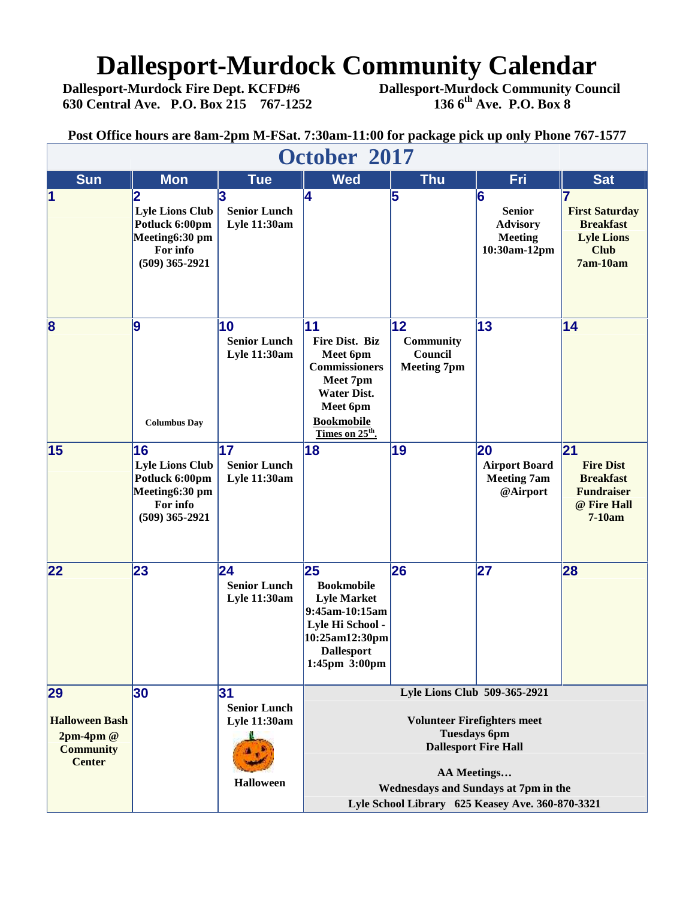# Dallesport-Murdock Community Calendar

**Dallesport-Murdock Fire Dept. KCFD#6**
**630 Central Ave. P.O. Box 215 767-1252**

**Dallesport-Murdock Community Council**
**136 6th Ave. P.O. Box 8**

**Post Office hours are 8am-2pm M-FSat. 7:30am-11:00 for package pick up only Phone 767-1577**

## October 2017

| Sun | Mon | Tue | Wed | Thu | Fri | Sat |
|---|---|---|---|---|---|---|
| 1 | 2 Lyle Lions Club Potluck 6:00pm Meeting6:30 pm For info (509) 365-2921 | 3 Senior Lunch Lyle 11:30am | 4 | 5 | 6 Senior Advisory Meeting 10:30am-12pm | 7 First Saturday Breakfast Lyle Lions Club 7am-10am |
| 8 | 9 Columbus Day | 10 Senior Lunch Lyle 11:30am | 11 Fire Dist. Biz Meet 6pm Commissioners Meet 7pm Water Dist. Meet 6pm Bookmobile Times on 25th. | 12 Community Council Meeting 7pm | 13 | 14 |
| 15 | 16 Lyle Lions Club Potluck 6:00pm Meeting6:30 pm For info (509) 365-2921 | 17 Senior Lunch Lyle 11:30am | 18 | 19 | 20 Airport Board Meeting 7am @Airport | 21 Fire Dist Breakfast Fundraiser @ Fire Hall 7-10am |
| 22 | 23 | 24 Senior Lunch Lyle 11:30am | 25 Bookmobile Lyle Market 9:45am-10:15am Lyle Hi School - 10:25am12:30pm Dallesport 1:45pm 3:00pm | 26 | 27 | 28 |
| 29 Halloween Bash 2pm-4pm @ Community Center | 30 | 31 Senior Lunch Lyle 11:30am Halloween | Lyle Lions Club 509-365-2921 Volunteer Firefighters meet Tuesdays 6pm Dallesport Fire Hall AA Meetings… Wednesdays and Sundays at 7pm in the Lyle School Library 625 Keasey Ave. 360-870-3321 | | | |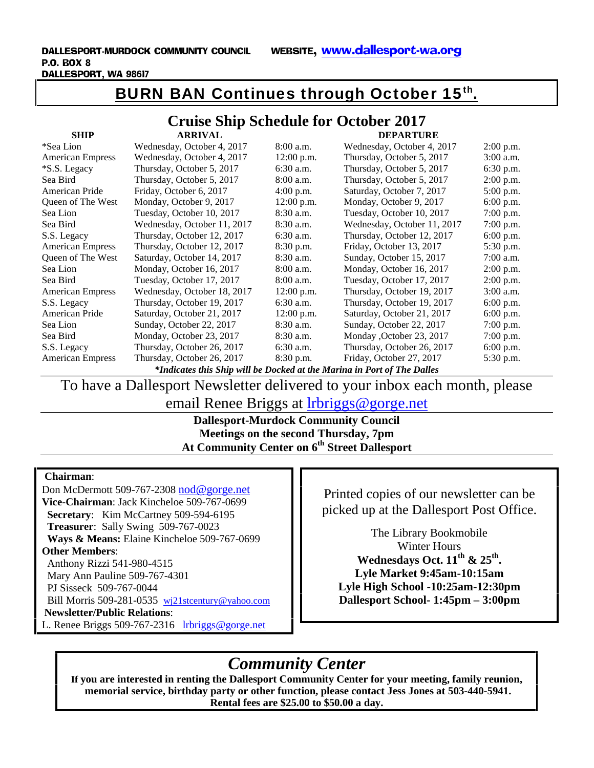**DALLESPORT-MURDOCK COMMUNITY COUNCIL** **WEBSITE, www.dallesport-wa.org**
**P.O. BOX 8**
**DALLESPORT, WA 98617**

# BURN BAN Continues through October 15th.

## Cruise Ship Schedule for October 2017

| SHIP | ARRIVAL | | DEPARTURE | |
|---|---|---|---|---|
| *Sea Lion | Wednesday, October 4, 2017 | 8:00 a.m. | Wednesday, October 4, 2017 | 2:00 p.m. |
| American Empress | Wednesday, October 4, 2017 | 12:00 p.m. | Thursday, October 5, 2017 | 3:00 a.m. |
| *S.S. Legacy | Thursday, October 5, 2017 | 6:30 a.m. | Thursday, October 5, 2017 | 6:30 p.m. |
| Sea Bird | Thursday, October 5, 2017 | 8:00 a.m. | Thursday, October 5, 2017 | 2:00 p.m. |
| American Pride | Friday, October 6, 2017 | 4:00 p.m. | Saturday, October 7, 2017 | 5:00 p.m. |
| Queen of The West | Monday, October 9, 2017 | 12:00 p.m. | Monday, October 9, 2017 | 6:00 p.m. |
| Sea Lion | Tuesday, October 10, 2017 | 8:30 a.m. | Tuesday, October 10, 2017 | 7:00 p.m. |
| Sea Bird | Wednesday, October 11, 2017 | 8:30 a.m. | Wednesday, October 11, 2017 | 7:00 p.m. |
| S.S. Legacy | Thursday, October 12, 2017 | 6:30 a.m. | Thursday, October 12, 2017 | 6:00 p.m. |
| American Empress | Thursday, October 12, 2017 | 8:30 p.m. | Friday, October 13, 2017 | 5:30 p.m. |
| Queen of The West | Saturday, October 14, 2017 | 8:30 a.m. | Sunday, October 15, 2017 | 7:00 a.m. |
| Sea Lion | Monday, October 16, 2017 | 8:00 a.m. | Monday, October 16, 2017 | 2:00 p.m. |
| Sea Bird | Tuesday, October 17, 2017 | 8:00 a.m. | Tuesday, October 17, 2017 | 2:00 p.m. |
| American Empress | Wednesday, October 18, 2017 | 12:00 p.m. | Thursday, October 19, 2017 | 3:00 a.m. |
| S.S. Legacy | Thursday, October 19, 2017 | 6:30 a.m. | Thursday, October 19, 2017 | 6:00 p.m. |
| American Pride | Saturday, October 21, 2017 | 12:00 p.m. | Saturday, October 21, 2017 | 6:00 p.m. |
| Sea Lion | Sunday, October 22, 2017 | 8:30 a.m. | Sunday, October 22, 2017 | 7:00 p.m. |
| Sea Bird | Monday, October 23, 2017 | 8:30 a.m. | Monday ,October 23, 2017 | 7:00 p.m. |
| S.S. Legacy | Thursday, October 26, 2017 | 6:30 a.m. | Thursday, October 26, 2017 | 6:00 p.m. |
| American Empress | Thursday, October 26, 2017 | 8:30 p.m. | Friday, October 27, 2017 | 5:30 p.m. |

***Indicates this Ship will be Docked at the Marina in Port of The Dalles***

To have a Dallesport Newsletter delivered to your inbox each month, please email Renee Briggs at lrbriggs@gorge.net

**Dallesport-Murdock Community Council**
**Meetings on the second Thursday, 7pm**
**At Community Center on 6th Street Dallesport**

**Chairman**:
Don McDermott 509-767-2308 nod@gorge.net
**Vice-Chairman**: Jack Kincheloe 509-767-0699
**Secretary**: Kim McCartney 509-594-6195
**Treasurer**: Sally Swing 509-767-0023
**Ways & Means:** Elaine Kincheloe 509-767-0699
**Other Members**:
Anthony Rizzi 541-980-4515
Mary Ann Pauline 509-767-4301
PJ Sisseck 509-767-0044
Bill Morris 509-281-0535 wj21stcentury@yahoo.com
**Newsletter/Public Relations**:
L. Renee Briggs 509-767-2316 lrbriggs@gorge.net

Printed copies of our newsletter can be picked up at the Dallesport Post Office.

The Library Bookmobile
Winter Hours
**Wednesdays Oct. 11th & 25th.**
**Lyle Market 9:45am-10:15am**
**Lyle High School -10:25am-12:30pm**
**Dallesport School- 1:45pm – 3:00pm**

## *Community Center*

**If you are interested in renting the Dallesport Community Center for your meeting, family reunion, memorial service, birthday party or other function, please contact Jess Jones at 503-440-5941. Rental fees are $25.00 to $50.00 a day.**